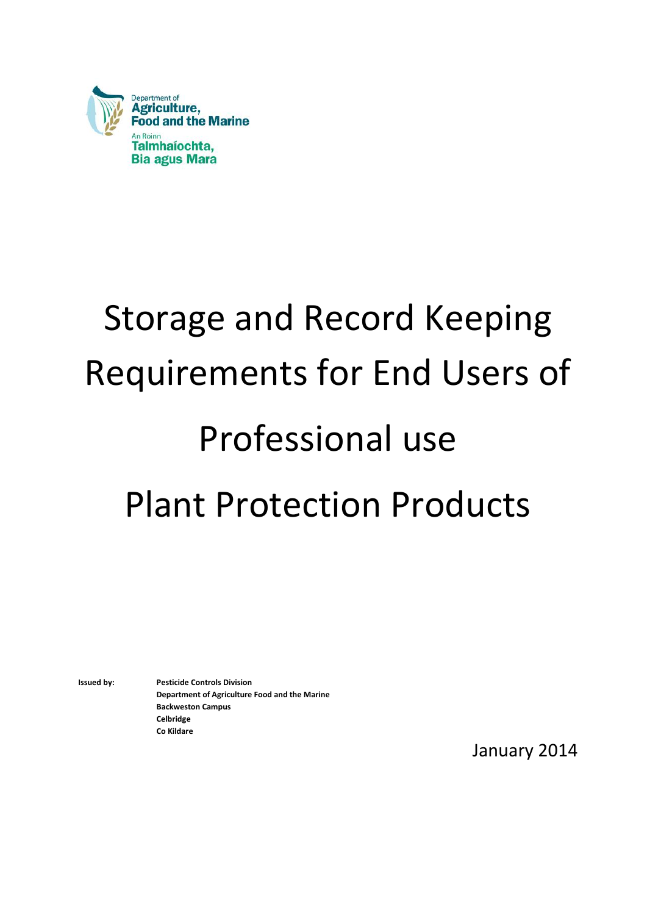Department of Agriculture, Food and the Marine

An Roinn Talmhaíochta, Bia agus Mara

# Storage and Record Keeping Requirements for End Users of Professional use Plant Protection Products

**Issued by:** **Pesticide Controls Division**
**Department of Agriculture Food and the Marine**
**Backweston Campus**
**Celbridge**
**Co Kildare**

January 2014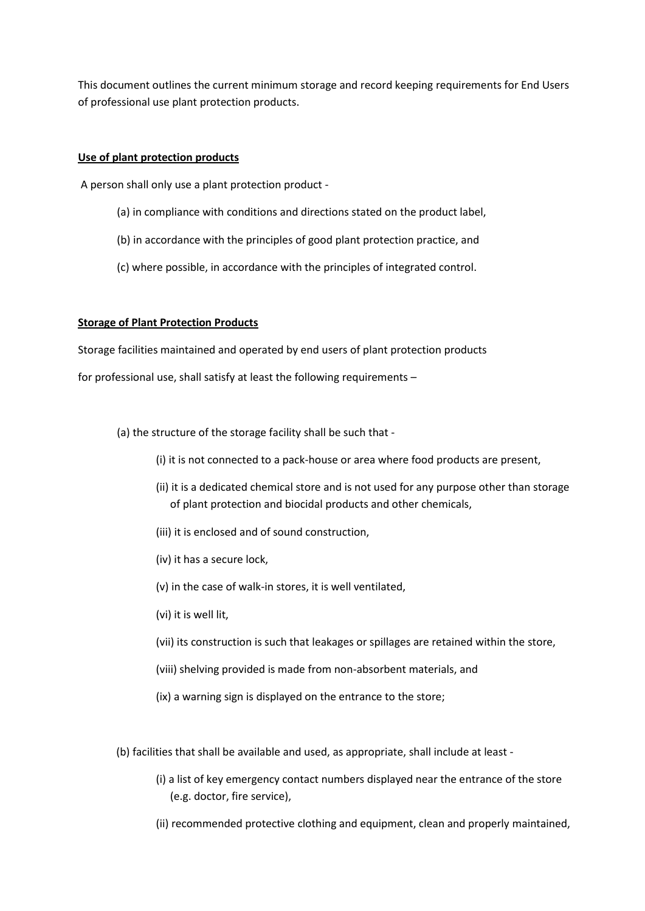This document outlines the current minimum storage and record keeping requirements for End Users of professional use plant protection products.

**Use of plant protection products**

A person shall only use a plant protection product -

(a) in compliance with conditions and directions stated on the product label,

(b) in accordance with the principles of good plant protection practice, and

(c) where possible, in accordance with the principles of integrated control.

**Storage of Plant Protection Products**

Storage facilities maintained and operated by end users of plant protection products for professional use, shall satisfy at least the following requirements –

(a) the structure of the storage facility shall be such that -

(i) it is not connected to a pack-house or area where food products are present,

(ii) it is a dedicated chemical store and is not used for any purpose other than storage of plant protection and biocidal products and other chemicals,

(iii) it is enclosed and of sound construction,

(iv) it has a secure lock,

(v) in the case of walk-in stores, it is well ventilated,

(vi) it is well lit,

(vii) its construction is such that leakages or spillages are retained within the store,

(viii) shelving provided is made from non-absorbent materials, and

(ix) a warning sign is displayed on the entrance to the store;

(b) facilities that shall be available and used, as appropriate, shall include at least -

(i) a list of key emergency contact numbers displayed near the entrance of the store (e.g. doctor, fire service),

(ii) recommended protective clothing and equipment, clean and properly maintained,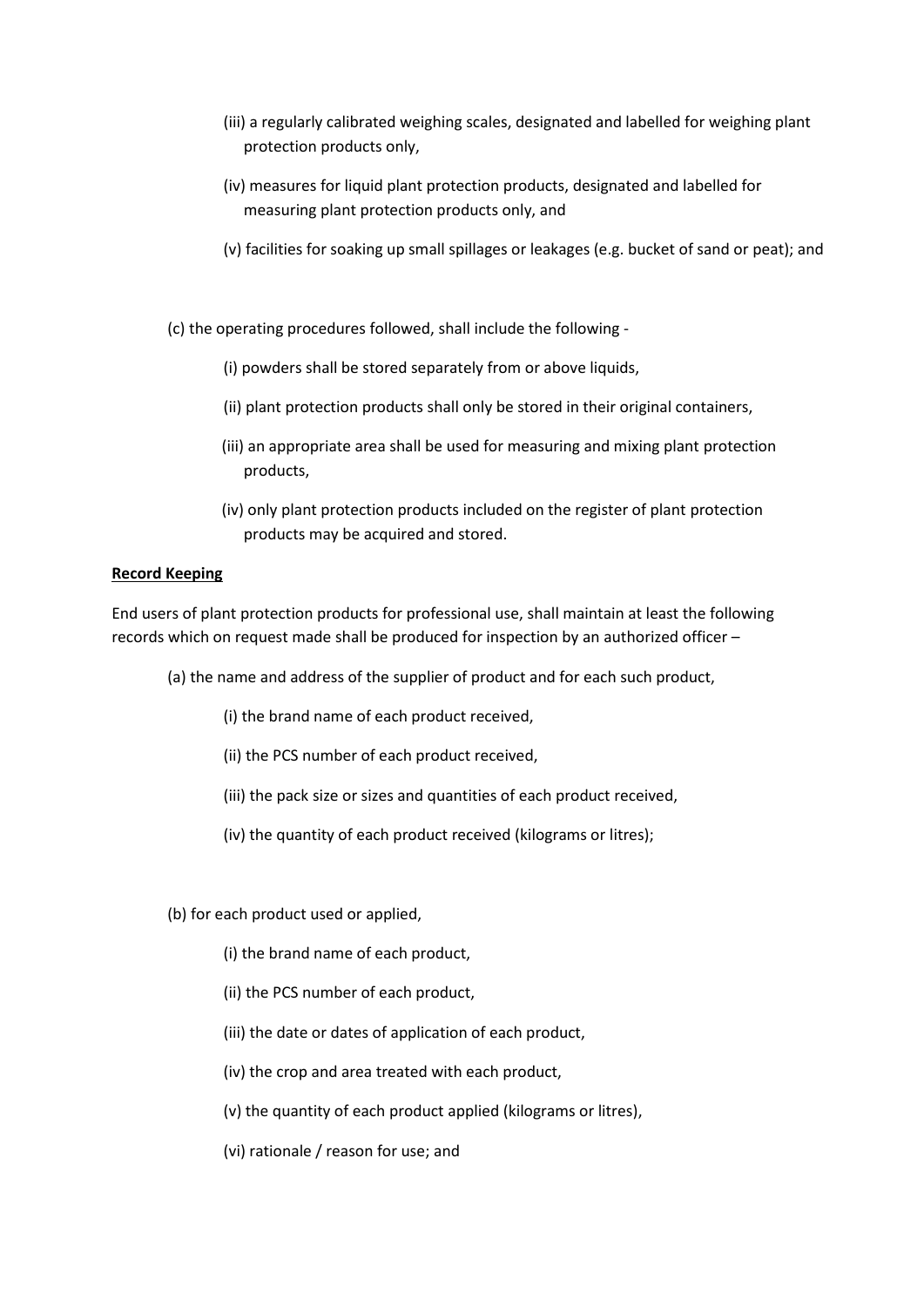(iii) a regularly calibrated weighing scales, designated and labelled for weighing plant protection products only,

(iv) measures for liquid plant protection products, designated and labelled for measuring plant protection products only, and

(v) facilities for soaking up small spillages or leakages (e.g. bucket of sand or peat); and

(c) the operating procedures followed, shall include the following -

(i) powders shall be stored separately from or above liquids,

(ii) plant protection products shall only be stored in their original containers,

(iii) an appropriate area shall be used for measuring and mixing plant protection products,

(iv) only plant protection products included on the register of plant protection products may be acquired and stored.

**Record Keeping**

End users of plant protection products for professional use, shall maintain at least the following records which on request made shall be produced for inspection by an authorized officer –

(a) the name and address of the supplier of product and for each such product,

(i) the brand name of each product received,

(ii) the PCS number of each product received,

(iii) the pack size or sizes and quantities of each product received,

(iv) the quantity of each product received (kilograms or litres);

(b) for each product used or applied,

(i) the brand name of each product,

(ii) the PCS number of each product,

(iii) the date or dates of application of each product,

(iv) the crop and area treated with each product,

(v) the quantity of each product applied (kilograms or litres),

(vi) rationale / reason for use; and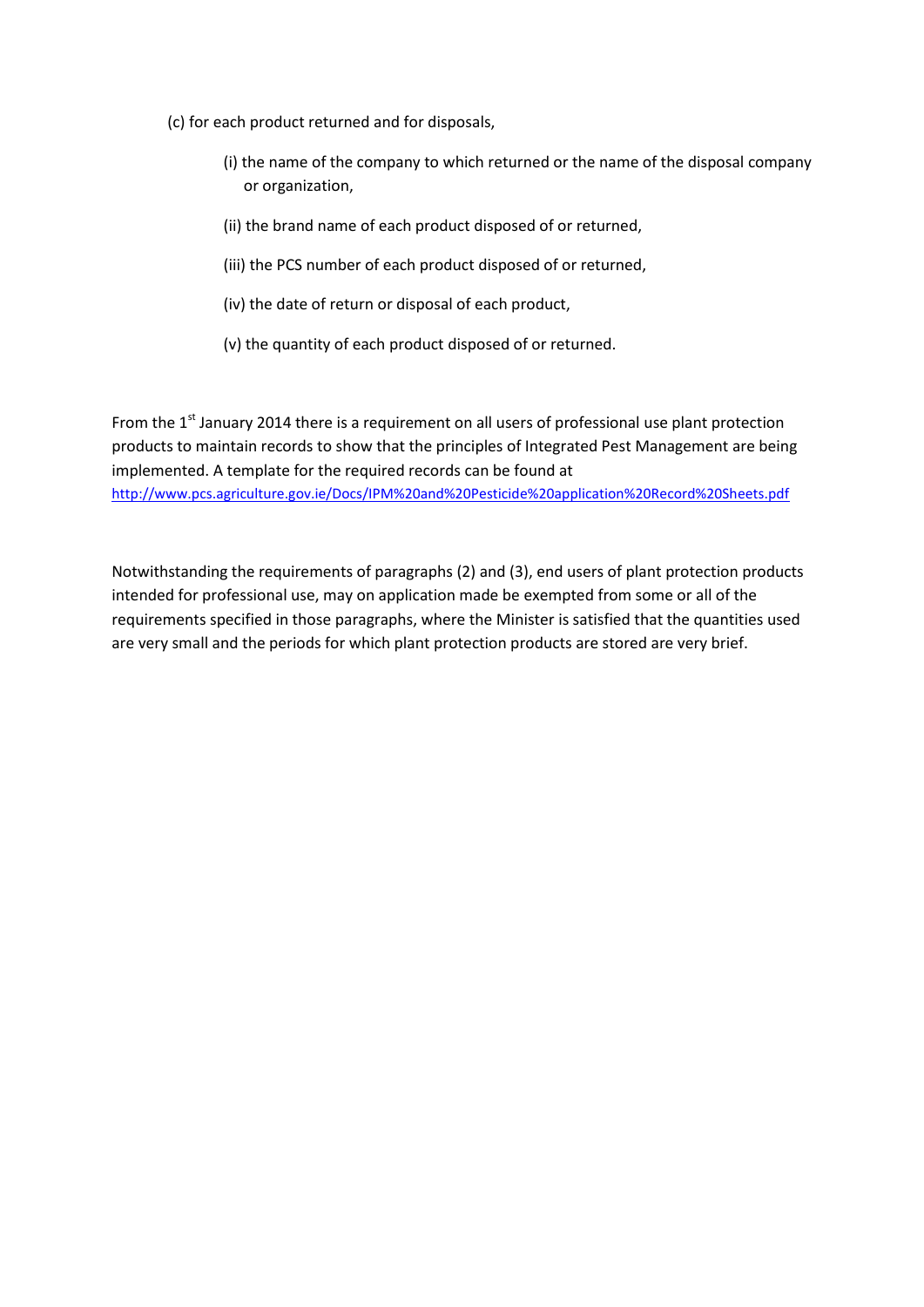(c) for each product returned and for disposals,

- (i) the name of the company to which returned or the name of the disposal company or organization,
- (ii) the brand name of each product disposed of or returned,
- (iii) the PCS number of each product disposed of or returned,
- (iv) the date of return or disposal of each product,
- (v) the quantity of each product disposed of or returned.

From the 1st January 2014 there is a requirement on all users of professional use plant protection products to maintain records to show that the principles of Integrated Pest Management are being implemented. A template for the required records can be found at http://www.pcs.agriculture.gov.ie/Docs/IPM%20and%20Pesticide%20application%20Record%20Sheets.pdf

Notwithstanding the requirements of paragraphs (2) and (3), end users of plant protection products intended for professional use, may on application made be exempted from some or all of the requirements specified in those paragraphs, where the Minister is satisfied that the quantities used are very small and the periods for which plant protection products are stored are very brief.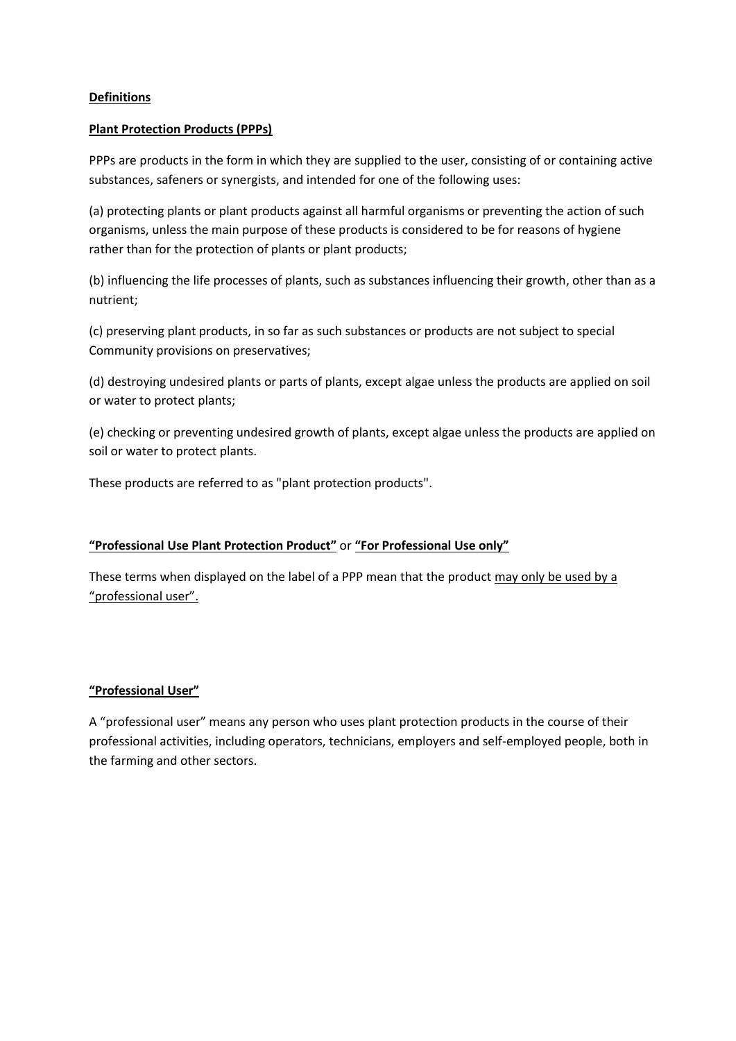**Definitions**

**Plant Protection Products (PPPs)**

PPPs are products in the form in which they are supplied to the user, consisting of or containing active substances, safeners or synergists, and intended for one of the following uses:

(a) protecting plants or plant products against all harmful organisms or preventing the action of such organisms, unless the main purpose of these products is considered to be for reasons of hygiene rather than for the protection of plants or plant products;

(b) influencing the life processes of plants, such as substances influencing their growth, other than as a nutrient;

(c) preserving plant products, in so far as such substances or products are not subject to special Community provisions on preservatives;

(d) destroying undesired plants or parts of plants, except algae unless the products are applied on soil or water to protect plants;

(e) checking or preventing undesired growth of plants, except algae unless the products are applied on soil or water to protect plants.

These products are referred to as "plant protection products".

**"Professional Use Plant Protection Product"** or **"For Professional Use only"**

These terms when displayed on the label of a PPP mean that the product may only be used by a "professional user".

**"Professional User"**

A "professional user" means any person who uses plant protection products in the course of their professional activities, including operators, technicians, employers and self-employed people, both in the farming and other sectors.